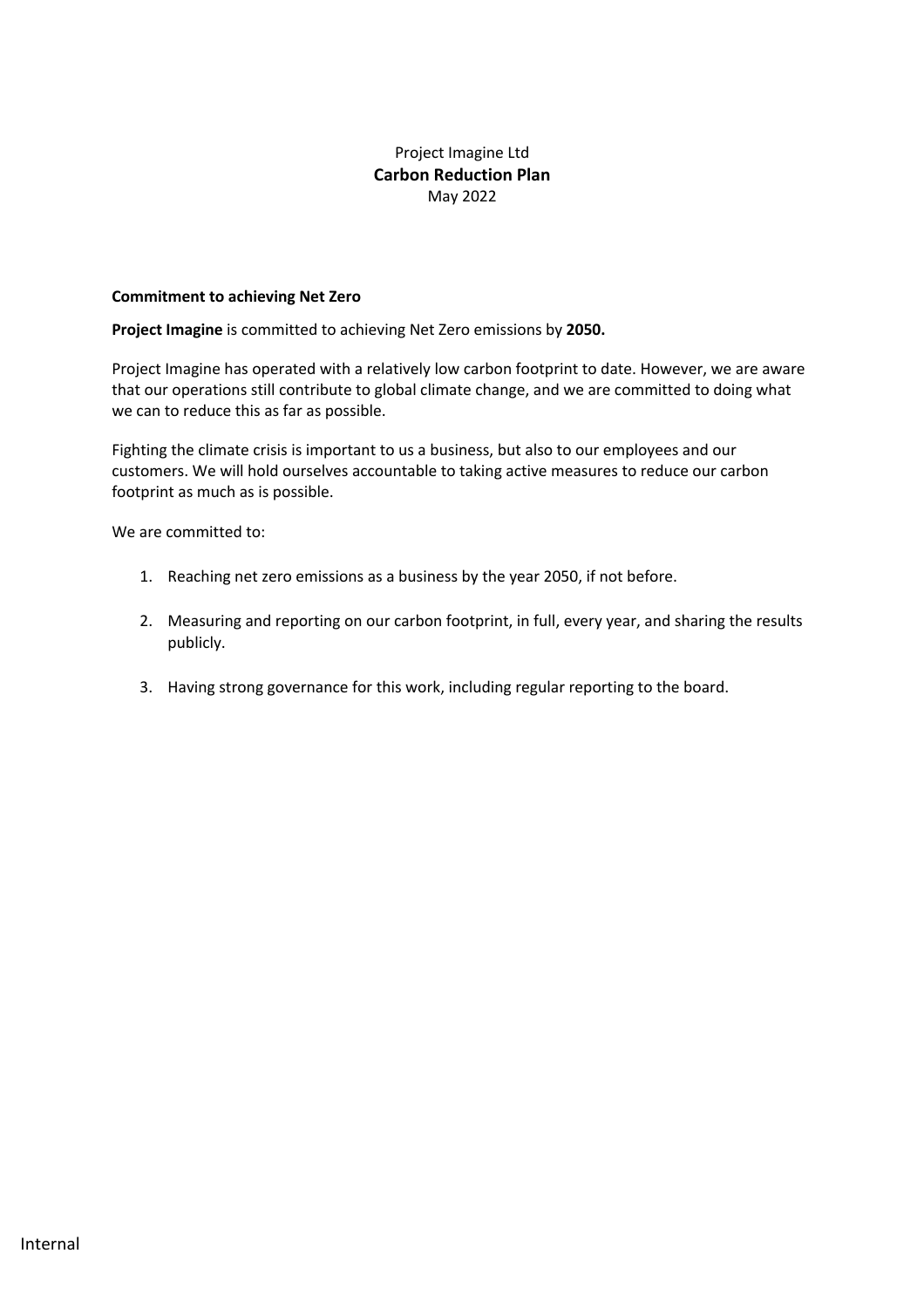Project Imagine Ltd

# Carbon Reduction Plan

May 2022

**Commitment to achieving Net Zero**

**Project Imagine** is committed to achieving Net Zero emissions by **2050.**

Project Imagine has operated with a relatively low carbon footprint to date. However, we are aware that our operations still contribute to global climate change, and we are committed to doing what we can to reduce this as far as possible.

Fighting the climate crisis is important to us a business, but also to our employees and our customers. We will hold ourselves accountable to taking active measures to reduce our carbon footprint as much as is possible.

We are committed to:

1. Reaching net zero emissions as a business by the year 2050, if not before.
2. Measuring and reporting on our carbon footprint, in full, every year, and sharing the results publicly.
3. Having strong governance for this work, including regular reporting to the board.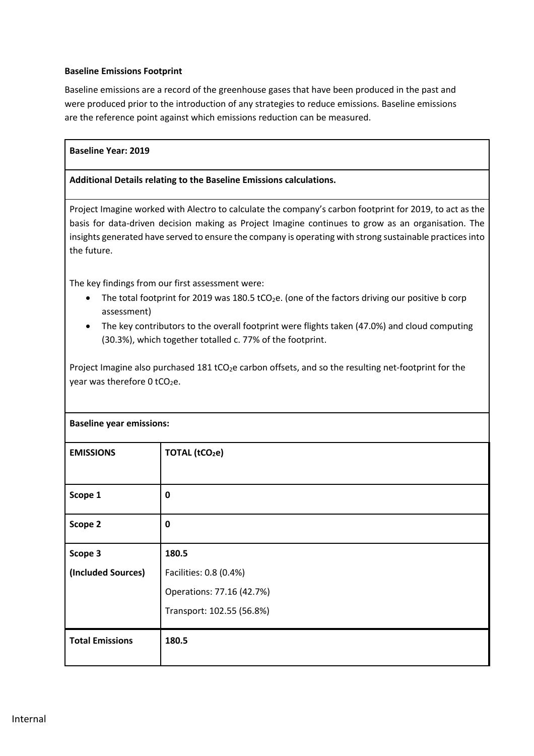**Baseline Emissions Footprint**

Baseline emissions are a record of the greenhouse gases that have been produced in the past and were produced prior to the introduction of any strategies to reduce emissions. Baseline emissions are the reference point against which emissions reduction can be measured.

**Baseline Year: 2019**

**Additional Details relating to the Baseline Emissions calculations.**

Project Imagine worked with Alectro to calculate the company's carbon footprint for 2019, to act as the basis for data-driven decision making as Project Imagine continues to grow as an organisation. The insights generated have served to ensure the company is operating with strong sustainable practices into the future.

The key findings from our first assessment were:

- The total footprint for 2019 was 180.5 $tCO_2e$. (one of the factors driving our positive b corp assessment)
- The key contributors to the overall footprint were flights taken (47.0%) and cloud computing (30.3%), which together totalled c. 77% of the footprint.

Project Imagine also purchased 181 $tCO_2e$ carbon offsets, and so the resulting net-footprint for the year was therefore 0 $tCO_2e$.

**Baseline year emissions:**

| **EMISSIONS** | **TOTAL ($tCO_2e$)** |
|---|---|
| **Scope 1** | **0** |
| **Scope 2** | **0** |
| **Scope 3 (Included Sources)** | **180.5**<br>Facilities: 0.8 (0.4%)<br>Operations: 77.16 (42.7%)<br>Transport: 102.55 (56.8%) |
| **Total Emissions** | **180.5** |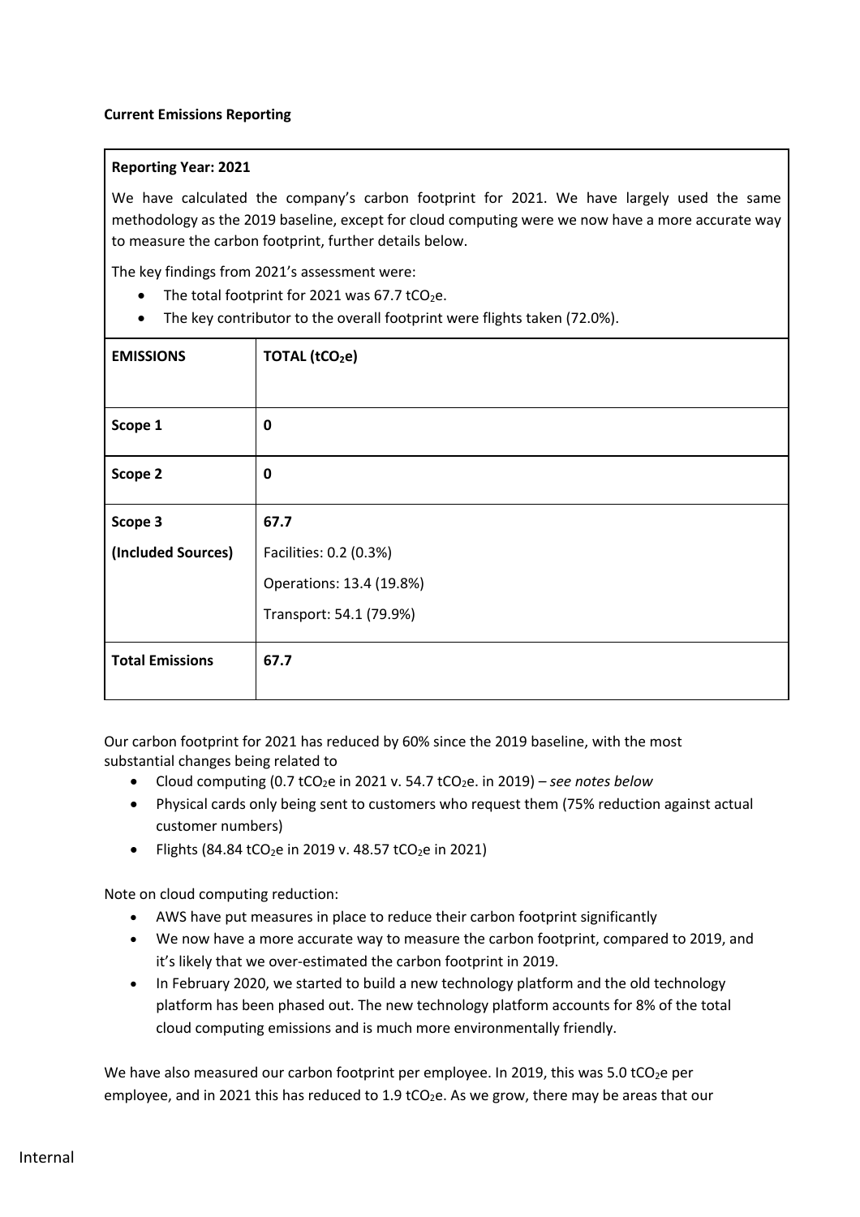**Current Emissions Reporting**

**Reporting Year: 2021**

We have calculated the company's carbon footprint for 2021. We have largely used the same methodology as the 2019 baseline, except for cloud computing were we now have a more accurate way to measure the carbon footprint, further details below.

The key findings from 2021's assessment were:

- The total footprint for 2021 was 67.7 t$CO_2$e.
- The key contributor to the overall footprint were flights taken (72.0%).

| EMISSIONS | TOTAL (t$CO_2$e) |
|---|---|
| **Scope 1** | **0** |
| **Scope 2** | **0** |
| **Scope 3**<br>**(Included Sources)** | **67.7**<br>Facilities: 0.2 (0.3%)<br>Operations: 13.4 (19.8%)<br>Transport: 54.1 (79.9%) |
| **Total Emissions** | **67.7** |

Our carbon footprint for 2021 has reduced by 60% since the 2019 baseline, with the most substantial changes being related to

- Cloud computing (0.7 t$CO_2$e in 2021 v. 54.7 t$CO_2$e. in 2019) – *see notes below*
- Physical cards only being sent to customers who request them (75% reduction against actual customer numbers)
- Flights (84.84 t$CO_2$e in 2019 v. 48.57 t$CO_2$e in 2021)

Note on cloud computing reduction:

- AWS have put measures in place to reduce their carbon footprint significantly
- We now have a more accurate way to measure the carbon footprint, compared to 2019, and it's likely that we over-estimated the carbon footprint in 2019.
- In February 2020, we started to build a new technology platform and the old technology platform has been phased out. The new technology platform accounts for 8% of the total cloud computing emissions and is much more environmentally friendly.

We have also measured our carbon footprint per employee. In 2019, this was 5.0 t$CO_2$e per employee, and in 2021 this has reduced to 1.9 t$CO_2$e. As we grow, there may be areas that our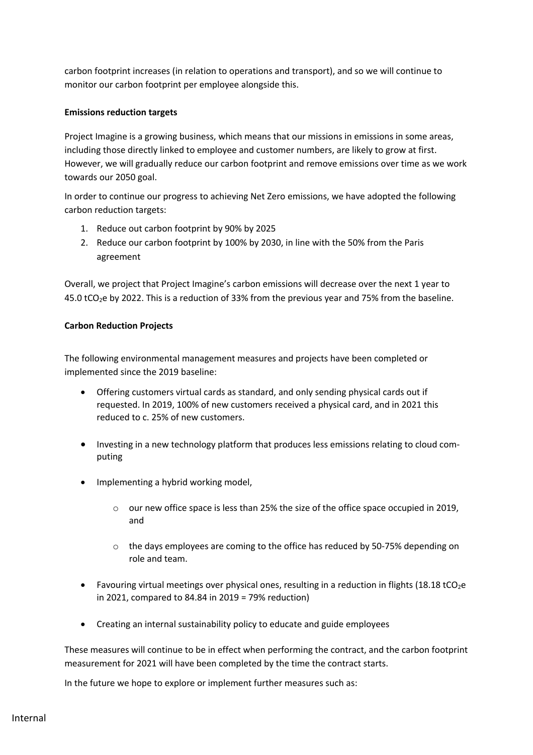carbon footprint increases (in relation to operations and transport), and so we will continue to monitor our carbon footprint per employee alongside this.

**Emissions reduction targets**

Project Imagine is a growing business, which means that our missions in emissions in some areas, including those directly linked to employee and customer numbers, are likely to grow at first. However, we will gradually reduce our carbon footprint and remove emissions over time as we work towards our 2050 goal.

In order to continue our progress to achieving Net Zero emissions, we have adopted the following carbon reduction targets:

1. Reduce out carbon footprint by 90% by 2025
2. Reduce our carbon footprint by 100% by 2030, in line with the 50% from the Paris agreement

Overall, we project that Project Imagine's carbon emissions will decrease over the next 1 year to 45.0 $tCO_2e$ by 2022. This is a reduction of 33% from the previous year and 75% from the baseline.

**Carbon Reduction Projects**

The following environmental management measures and projects have been completed or implemented since the 2019 baseline:

- Offering customers virtual cards as standard, and only sending physical cards out if requested. In 2019, 100% of new customers received a physical card, and in 2021 this reduced to c. 25% of new customers.

- Investing in a new technology platform that produces less emissions relating to cloud computing

- Implementing a hybrid working model,

    - our new office space is less than 25% the size of the office space occupied in 2019, and

    - the days employees are coming to the office has reduced by 50-75% depending on role and team.

- Favouring virtual meetings over physical ones, resulting in a reduction in flights (18.18 $tCO_2e$ in 2021, compared to 84.84 in 2019 = 79% reduction)

- Creating an internal sustainability policy to educate and guide employees

These measures will continue to be in effect when performing the contract, and the carbon footprint measurement for 2021 will have been completed by the time the contract starts.

In the future we hope to explore or implement further measures such as: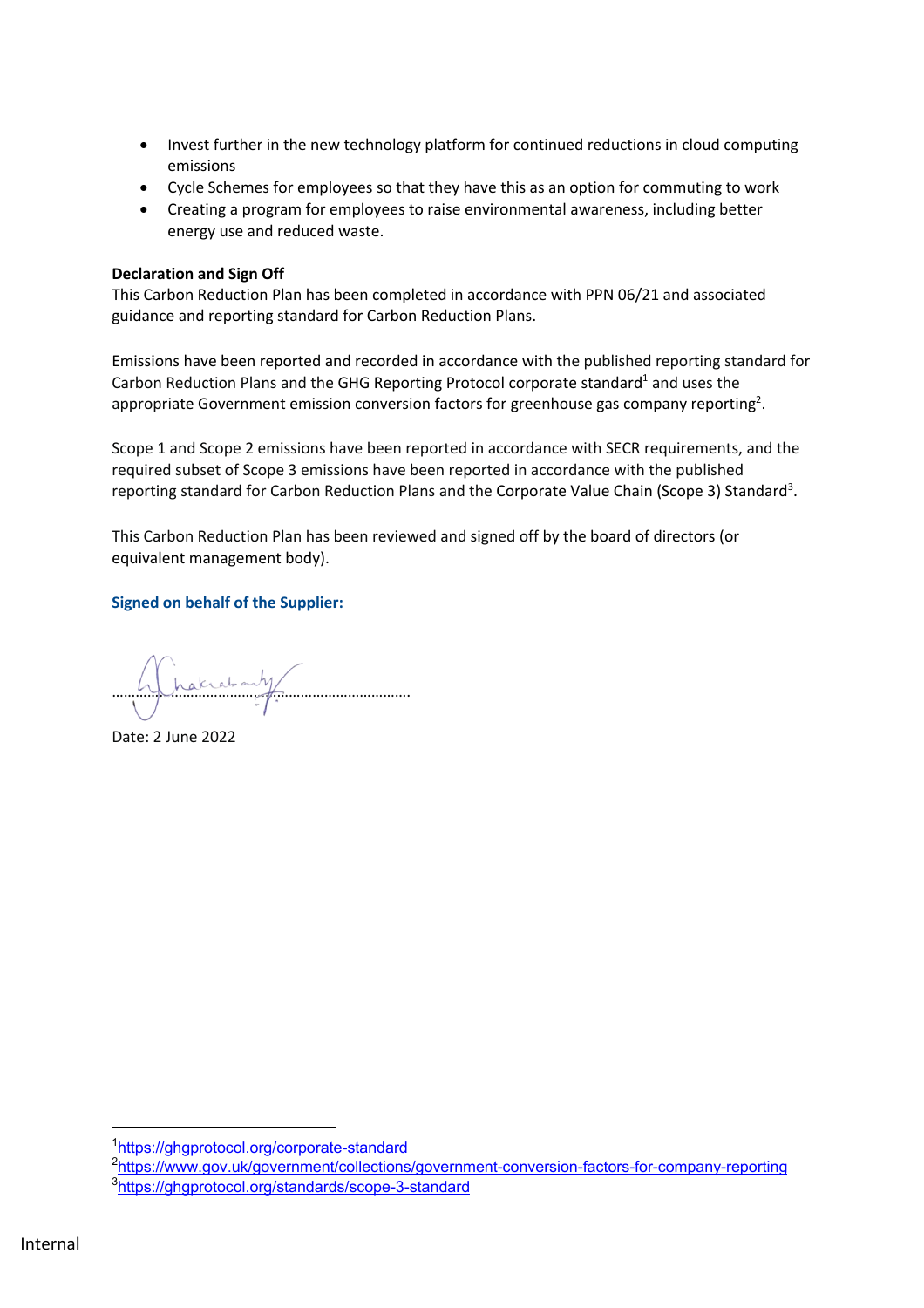- Invest further in the new technology platform for continued reductions in cloud computing emissions
- Cycle Schemes for employees so that they have this as an option for commuting to work
- Creating a program for employees to raise environmental awareness, including better energy use and reduced waste.

**Declaration and Sign Off**

This Carbon Reduction Plan has been completed in accordance with PPN 06/21 and associated guidance and reporting standard for Carbon Reduction Plans.

Emissions have been reported and recorded in accordance with the published reporting standard for Carbon Reduction Plans and the GHG Reporting Protocol corporate standard[1] and uses the appropriate Government emission conversion factors for greenhouse gas company reporting[2].

Scope 1 and Scope 2 emissions have been reported in accordance with SECR requirements, and the required subset of Scope 3 emissions have been reported in accordance with the published reporting standard for Carbon Reduction Plans and the Corporate Value Chain (Scope 3) Standard[3].

This Carbon Reduction Plan has been reviewed and signed off by the board of directors (or equivalent management body).

**Signed on behalf of the Supplier:**

A Chakraborty ..............................................................

Date: 2 June 2022

---

[1] https://ghgprotocol.org/corporate-standard
[2] https://www.gov.uk/government/collections/government-conversion-factors-for-company-reporting
[3] https://ghgprotocol.org/standards/scope-3-standard

Internal